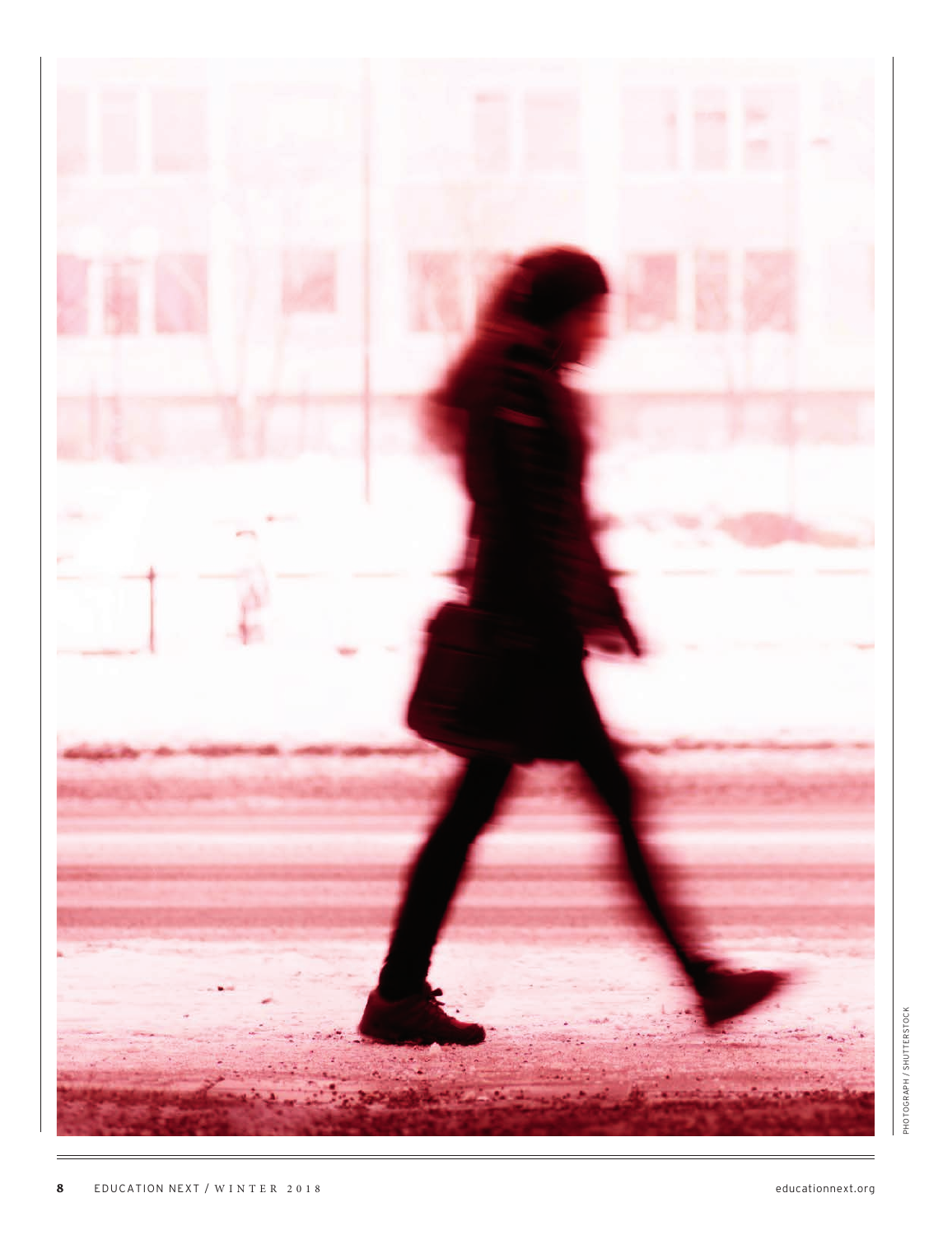PHOTOGRAPH / SHUTTERSTOCK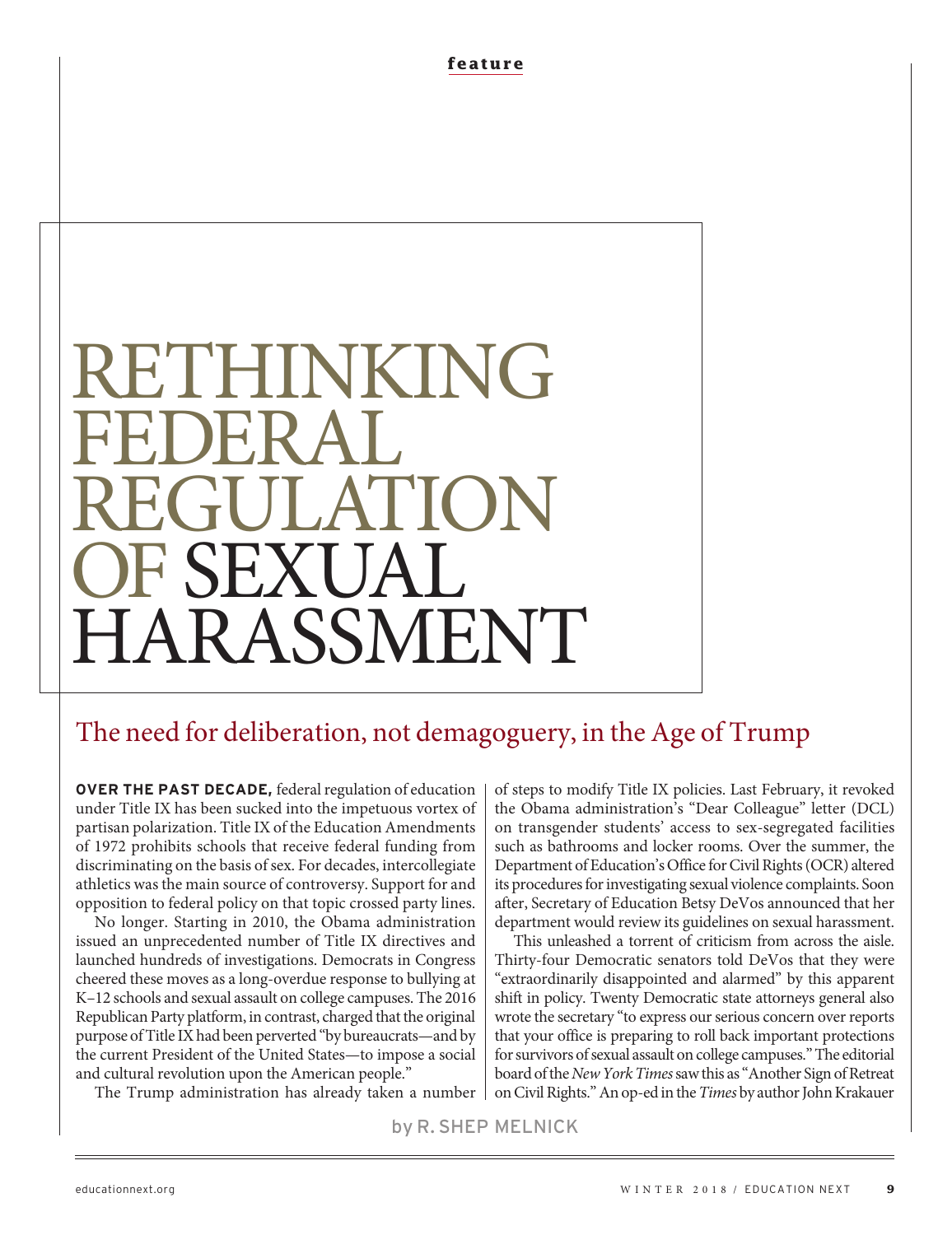# RETHINKING FEDERAL REGULATION OF SEXUAL HARASSMENT

## The need for deliberation, not demagoguery, in the Age of Trump

by R. SHEP MELNICK

**OVER THE PAST DECADE,** federal regulation of education under Title IX has been sucked into the impetuous vortex of partisan polarization. Title IX of the Education Amendments of 1972 prohibits schools that receive federal funding from discriminating on the basis of sex. For decades, intercollegiate athletics was the main source of controversy. Support for and opposition to federal policy on that topic crossed party lines.

No longer. Starting in 2010, the Obama administration issued an unprecedented number of Title IX directives and launched hundreds of investigations. Democrats in Congress cheered these moves as a long-overdue response to bullying at K–12 schools and sexual assault on college campuses. The 2016 Republican Party platform, in contrast, charged that the original purpose of Title IX had been perverted "by bureaucrats—and by the current President of the United States—to impose a social and cultural revolution upon the American people."

The Trump administration has already taken a number of steps to modify Title IX policies. Last February, it revoked the Obama administration's "Dear Colleague" letter (DCL) on transgender students' access to sex-segregated facilities such as bathrooms and locker rooms. Over the summer, the Department of Education's Office for Civil Rights (OCR) altered its procedures for investigating sexual violence complaints. Soon after, Secretary of Education Betsy DeVos announced that her department would review its guidelines on sexual harassment.

This unleashed a torrent of criticism from across the aisle. Thirty-four Democratic senators told DeVos that they were "extraordinarily disappointed and alarmed" by this apparent shift in policy. Twenty Democratic state attorneys general also wrote the secretary "to express our serious concern over reports that your office is preparing to roll back important protections for survivors of sexual assault on college campuses." The editorial board of the *New York Times* saw this as "Another Sign of Retreat on Civil Rights." An op-ed in the *Times* by author John Krakauer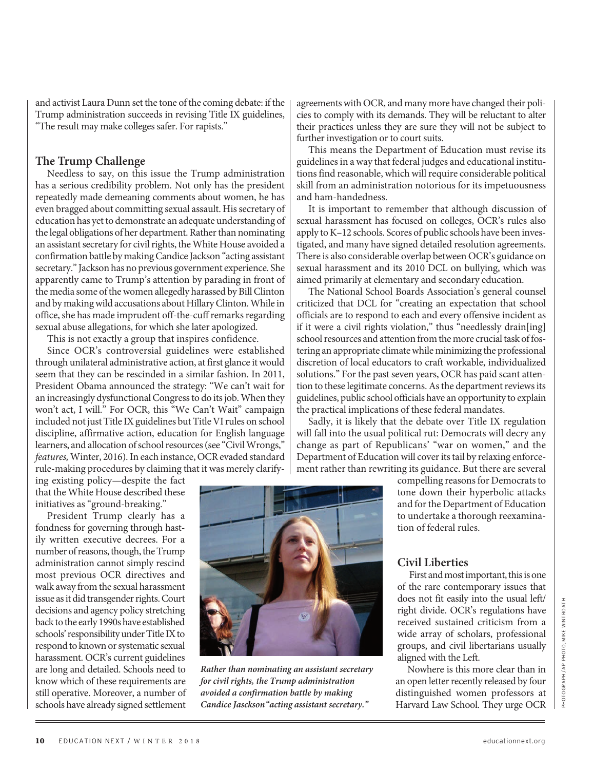and activist Laura Dunn set the tone of the coming debate: if the Trump administration succeeds in revising Title IX guidelines, "The result may make colleges safer. For rapists."

### The Trump Challenge

Needless to say, on this issue the Trump administration has a serious credibility problem. Not only has the president repeatedly made demeaning comments about women, he has even bragged about committing sexual assault. His secretary of education has yet to demonstrate an adequate understanding of the legal obligations of her department. Rather than nominating an assistant secretary for civil rights, the White House avoided a confirmation battle by making Candice Jackson "acting assistant secretary." Jackson has no previous government experience. She apparently came to Trump's attention by parading in front of the media some of the women allegedly harassed by Bill Clinton and by making wild accusations about Hillary Clinton. While in office, she has made imprudent off-the-cuff remarks regarding sexual abuse allegations, for which she later apologized.

This is not exactly a group that inspires confidence.

Since OCR's controversial guidelines were established through unilateral administrative action, at first glance it would seem that they can be rescinded in a similar fashion. In 2011, President Obama announced the strategy: "We can't wait for an increasingly dysfunctional Congress to do its job. When they won't act, I will." For OCR, this "We Can't Wait" campaign included not just Title IX guidelines but Title VI rules on school discipline, affirmative action, education for English language learners, and allocation of school resources (see "Civil Wrongs," *features,* Winter, 2016). In each instance, OCR evaded standard rule-making procedures by claiming that it was merely clarifying existing policy—despite the fact that the White House described these initiatives as "ground-breaking."

President Trump clearly has a fondness for governing through hastily written executive decrees. For a number of reasons, though, the Trump administration cannot simply rescind most previous OCR directives and walk away from the sexual harassment issue as it did transgender rights. Court decisions and agency policy stretching back to the early 1990s have established schools' responsibility under Title IX to respond to known or systematic sexual harassment. OCR's current guidelines are long and detailed. Schools need to know which of these requirements are still operative. Moreover, a number of schools have already signed settlement agreements with OCR, and many more have changed their policies to comply with its demands. They will be reluctant to alter their practices unless they are sure they will not be subject to further investigation or to court suits.

*Rather than nominating an assistant secretary for civil rights, the Trump administration avoided a confirmation battle by making Candice Jasckson"acting assistant secretary."*

This means the Department of Education must revise its guidelines in a way that federal judges and educational institutions find reasonable, which will require considerable political skill from an administration notorious for its impetuousness and ham-handedness.

It is important to remember that although discussion of sexual harassment has focused on colleges, OCR's rules also apply to K–12 schools. Scores of public schools have been investigated, and many have signed detailed resolution agreements. There is also considerable overlap between OCR's guidance on sexual harassment and its 2010 DCL on bullying, which was aimed primarily at elementary and secondary education.

The National School Boards Association's general counsel criticized that DCL for "creating an expectation that school officials are to respond to each and every offensive incident as if it were a civil rights violation," thus "needlessly drain[ing] school resources and attention from the more crucial task of fostering an appropriate climate while minimizing the professional discretion of local educators to craft workable, individualized solutions." For the past seven years, OCR has paid scant attention to these legitimate concerns. As the department reviews its guidelines, public school officials have an opportunity to explain the practical implications of these federal mandates.

Sadly, it is likely that the debate over Title IX regulation will fall into the usual political rut: Democrats will decry any change as part of Republicans' "war on women," and the Department of Education will cover its tail by relaxing enforcement rather than rewriting its guidance. But there are several compelling reasons for Democrats to tone down their hyperbolic attacks and for the Department of Education to undertake a thorough reexamination of federal rules.

### Civil Liberties

First and most important, this is one of the rare contemporary issues that does not fit easily into the usual left/right divide. OCR's regulations have received sustained criticism from a wide array of scholars, professional groups, and civil libertarians usually aligned with the Left.

Nowhere is this more clear than in an open letter recently released by four distinguished women professors at Harvard Law School. They urge OCR

PHOTOGRAPH / AP PHOTO; MIKE WINTROATH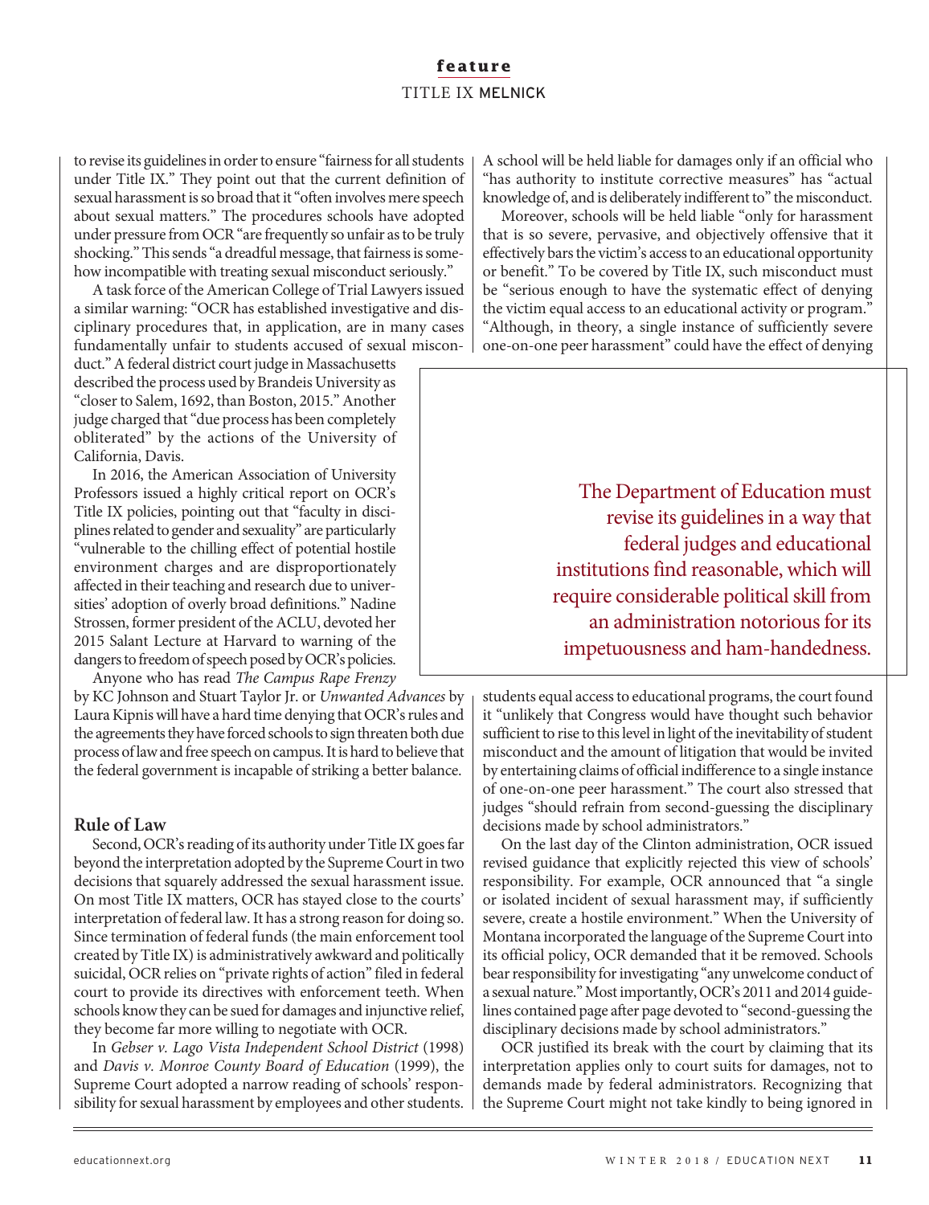to revise its guidelines in order to ensure "fairness for all students under Title IX." They point out that the current definition of sexual harassment is so broad that it "often involves mere speech about sexual matters." The procedures schools have adopted under pressure from OCR "are frequently so unfair as to be truly shocking." This sends "a dreadful message, that fairness is somehow incompatible with treating sexual misconduct seriously."

A task force of the American College of Trial Lawyers issued a similar warning: "OCR has established investigative and disciplinary procedures that, in application, are in many cases fundamentally unfair to students accused of sexual misconduct." A federal district court judge in Massachusetts described the process used by Brandeis University as "closer to Salem, 1692, than Boston, 2015." Another judge charged that "due process has been completely obliterated" by the actions of the University of California, Davis.

In 2016, the American Association of University Professors issued a highly critical report on OCR's Title IX policies, pointing out that "faculty in disciplines related to gender and sexuality" are particularly "vulnerable to the chilling effect of potential hostile environment charges and are disproportionately affected in their teaching and research due to universities' adoption of overly broad definitions." Nadine Strossen, former president of the ACLU, devoted her 2015 Salant Lecture at Harvard to warning of the dangers to freedom of speech posed by OCR's policies.

Anyone who has read *The Campus Rape Frenzy* by KC Johnson and Stuart Taylor Jr. or *Unwanted Advances* by Laura Kipnis will have a hard time denying that OCR's rules and the agreements they have forced schools to sign threaten both due process of law and free speech on campus. It is hard to believe that the federal government is incapable of striking a better balance.

## Rule of Law

Second, OCR's reading of its authority under Title IX goes far beyond the interpretation adopted by the Supreme Court in two decisions that squarely addressed the sexual harassment issue. On most Title IX matters, OCR has stayed close to the courts' interpretation of federal law. It has a strong reason for doing so. Since termination of federal funds (the main enforcement tool created by Title IX) is administratively awkward and politically suicidal, OCR relies on "private rights of action" filed in federal court to provide its directives with enforcement teeth. When schools know they can be sued for damages and injunctive relief, they become far more willing to negotiate with OCR.

In *Gebser v. Lago Vista Independent School District* (1998) and *Davis v. Monroe County Board of Education* (1999), the Supreme Court adopted a narrow reading of schools' responsibility for sexual harassment by employees and other students. A school will be held liable for damages only if an official who "has authority to institute corrective measures" has "actual knowledge of, and is deliberately indifferent to" the misconduct.

Moreover, schools will be held liable "only for harassment that is so severe, pervasive, and objectively offensive that it effectively bars the victim's access to an educational opportunity or benefit." To be covered by Title IX, such misconduct must be "serious enough to have the systematic effect of denying the victim equal access to an educational activity or program." "Although, in theory, a single instance of sufficiently severe one-on-one peer harassment" could have the effect of denying students equal access to educational programs, the court found it "unlikely that Congress would have thought such behavior sufficient to rise to this level in light of the inevitability of student misconduct and the amount of litigation that would be invited by entertaining claims of official indifference to a single instance of one-on-one peer harassment." The court also stressed that judges "should refrain from second-guessing the disciplinary decisions made by school administrators."

> The Department of Education must revise its guidelines in a way that federal judges and educational institutions find reasonable, which will require considerable political skill from an administration notorious for its impetuousness and ham-handedness.

On the last day of the Clinton administration, OCR issued revised guidance that explicitly rejected this view of schools' responsibility. For example, OCR announced that "a single or isolated incident of sexual harassment may, if sufficiently severe, create a hostile environment." When the University of Montana incorporated the language of the Supreme Court into its official policy, OCR demanded that it be removed. Schools bear responsibility for investigating "any unwelcome conduct of a sexual nature." Most importantly, OCR's 2011 and 2014 guidelines contained page after page devoted to "second-guessing the disciplinary decisions made by school administrators."

OCR justified its break with the court by claiming that its interpretation applies only to court suits for damages, not to demands made by federal administrators. Recognizing that the Supreme Court might not take kindly to being ignored in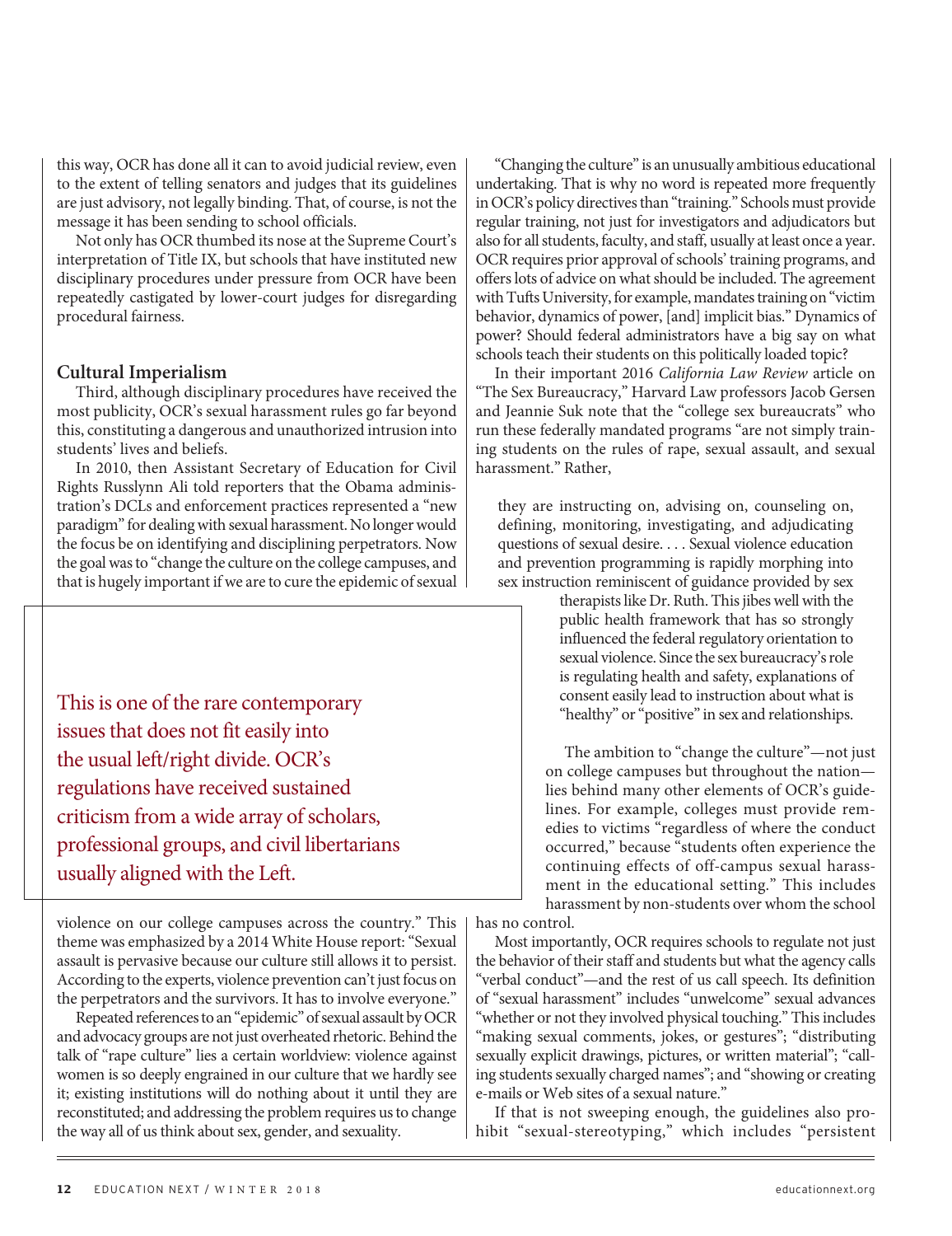this way, OCR has done all it can to avoid judicial review, even to the extent of telling senators and judges that its guidelines are just advisory, not legally binding. That, of course, is not the message it has been sending to school officials.

Not only has OCR thumbed its nose at the Supreme Court's interpretation of Title IX, but schools that have instituted new disciplinary procedures under pressure from OCR have been repeatedly castigated by lower-court judges for disregarding procedural fairness.

### Cultural Imperialism

Third, although disciplinary procedures have received the most publicity, OCR's sexual harassment rules go far beyond this, constituting a dangerous and unauthorized intrusion into students' lives and beliefs.

In 2010, then Assistant Secretary of Education for Civil Rights Russlynn Ali told reporters that the Obama administration's DCLs and enforcement practices represented a "new paradigm" for dealing with sexual harassment. No longer would the focus be on identifying and disciplining perpetrators. Now the goal was to "change the culture on the college campuses, and that is hugely important if we are to cure the epidemic of sexual violence on our college campuses across the country." This theme was emphasized by a 2014 White House report: "Sexual assault is pervasive because our culture still allows it to persist. According to the experts, violence prevention can't just focus on the perpetrators and the survivors. It has to involve everyone."

Repeated references to an "epidemic" of sexual assault by OCR and advocacy groups are not just overheated rhetoric. Behind the talk of "rape culture" lies a certain worldview: violence against women is so deeply engrained in our culture that we hardly see it; existing institutions will do nothing about it until they are reconstituted; and addressing the problem requires us to change the way all of us think about sex, gender, and sexuality.

> This is one of the rare contemporary issues that does not fit easily into the usual left/right divide. OCR's regulations have received sustained criticism from a wide array of scholars, professional groups, and civil libertarians usually aligned with the Left.

"Changing the culture" is an unusually ambitious educational undertaking. That is why no word is repeated more frequently in OCR's policy directives than "training." Schools must provide regular training, not just for investigators and adjudicators but also for all students, faculty, and staff, usually at least once a year. OCR requires prior approval of schools' training programs, and offers lots of advice on what should be included. The agreement with Tufts University, for example, mandates training on "victim behavior, dynamics of power, [and] implicit bias." Dynamics of power? Should federal administrators have a big say on what schools teach their students on this politically loaded topic?

In their important 2016 *California Law Review* article on "The Sex Bureaucracy," Harvard Law professors Jacob Gersen and Jeannie Suk note that the "college sex bureaucrats" who run these federally mandated programs "are not simply training students on the rules of rape, sexual assault, and sexual harassment." Rather,

> they are instructing on, advising on, counseling on, defining, monitoring, investigating, and adjudicating questions of sexual desire. . . . Sexual violence education and prevention programming is rapidly morphing into sex instruction reminiscent of guidance provided by sex therapists like Dr. Ruth. This jibes well with the public health framework that has so strongly influenced the federal regulatory orientation to sexual violence. Since the sex bureaucracy's role is regulating health and safety, explanations of consent easily lead to instruction about what is "healthy" or "positive" in sex and relationships.

The ambition to "change the culture"—not just on college campuses but throughout the nation—lies behind many other elements of OCR's guidelines. For example, colleges must provide remedies to victims "regardless of where the conduct occurred," because "students often experience the continuing effects of off-campus sexual harassment in the educational setting." This includes harassment by non-students over whom the school has no control.

Most importantly, OCR requires schools to regulate not just the behavior of their staff and students but what the agency calls "verbal conduct"—and the rest of us call speech. Its definition of "sexual harassment" includes "unwelcome" sexual advances "whether or not they involved physical touching." This includes "making sexual comments, jokes, or gestures"; "distributing sexually explicit drawings, pictures, or written material"; "calling students sexually charged names"; and "showing or creating e-mails or Web sites of a sexual nature."

If that is not sweeping enough, the guidelines also prohibit "sexual-stereotyping," which includes "persistent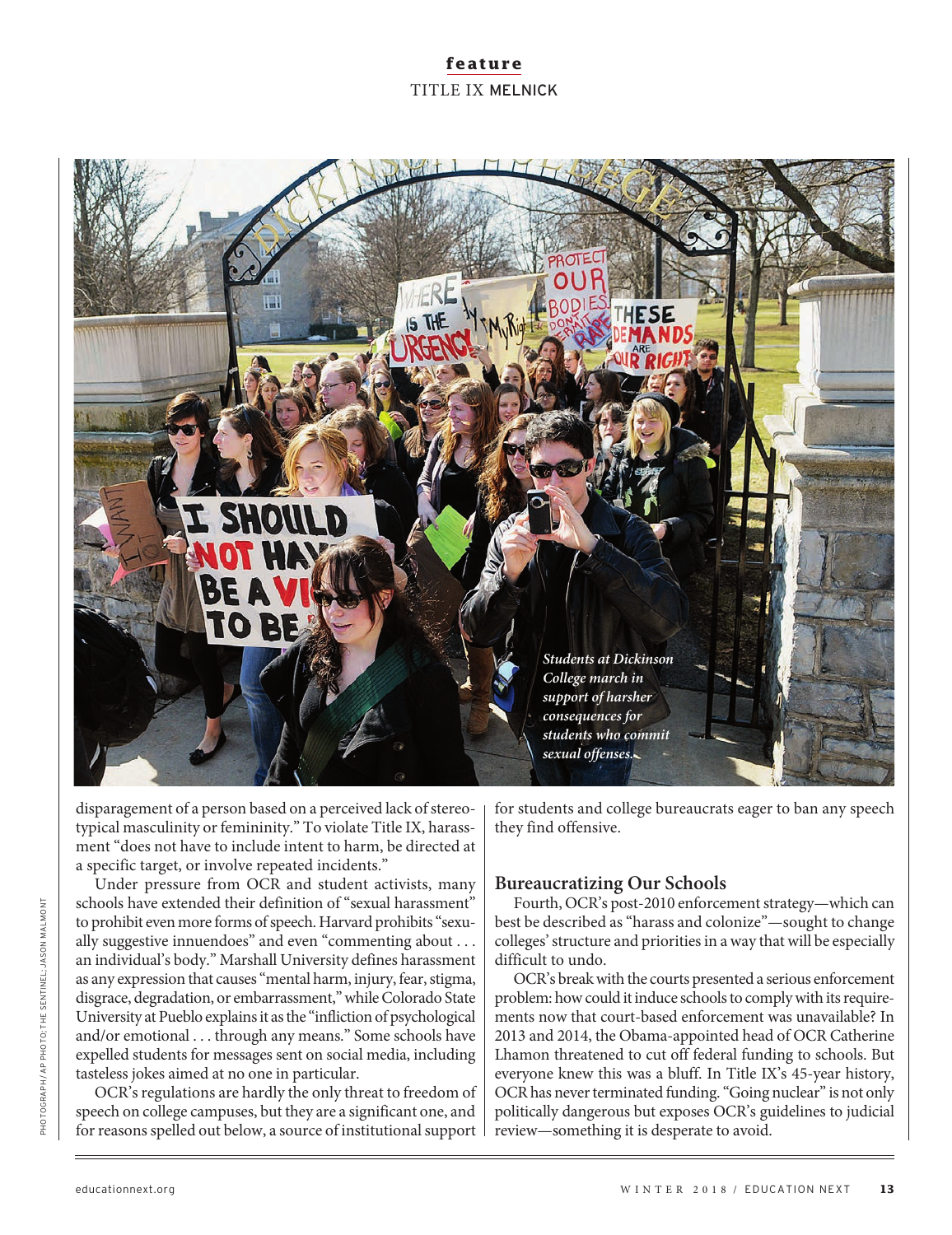*Students at Dickinson College march in support of harsher consequences for students who commit sexual offenses.*

disparagement of a person based on a perceived lack of stereotypical masculinity or femininity." To violate Title IX, harassment "does not have to include intent to harm, be directed at a specific target, or involve repeated incidents."

Under pressure from OCR and student activists, many schools have extended their definition of "sexual harassment" to prohibit even more forms of speech. Harvard prohibits "sexually suggestive innuendoes" and even "commenting about . . . an individual's body." Marshall University defines harassment as any expression that causes "mental harm, injury, fear, stigma, disgrace, degradation, or embarrassment," while Colorado State University at Pueblo explains it as the "infliction of psychological and/or emotional . . . through any means." Some schools have expelled students for messages sent on social media, including tasteless jokes aimed at no one in particular.

OCR's regulations are hardly the only threat to freedom of speech on college campuses, but they are a significant one, and for reasons spelled out below, a source of institutional support for students and college bureaucrats eager to ban any speech they find offensive.

## Bureaucratizing Our Schools

Fourth, OCR's post-2010 enforcement strategy—which can best be described as "harass and colonize"—sought to change colleges' structure and priorities in a way that will be especially difficult to undo.

OCR's break with the courts presented a serious enforcement problem: how could it induce schools to comply with its requirements now that court-based enforcement was unavailable? In 2013 and 2014, the Obama-appointed head of OCR Catherine Lhamon threatened to cut off federal funding to schools. But everyone knew this was a bluff. In Title IX's 45-year history, OCR has never terminated funding. "Going nuclear" is not only politically dangerous but exposes OCR's guidelines to judicial review—something it is desperate to avoid.

PHOTOGRAPH / AP PHOTO; THE SENTINEL; JASON MALMONT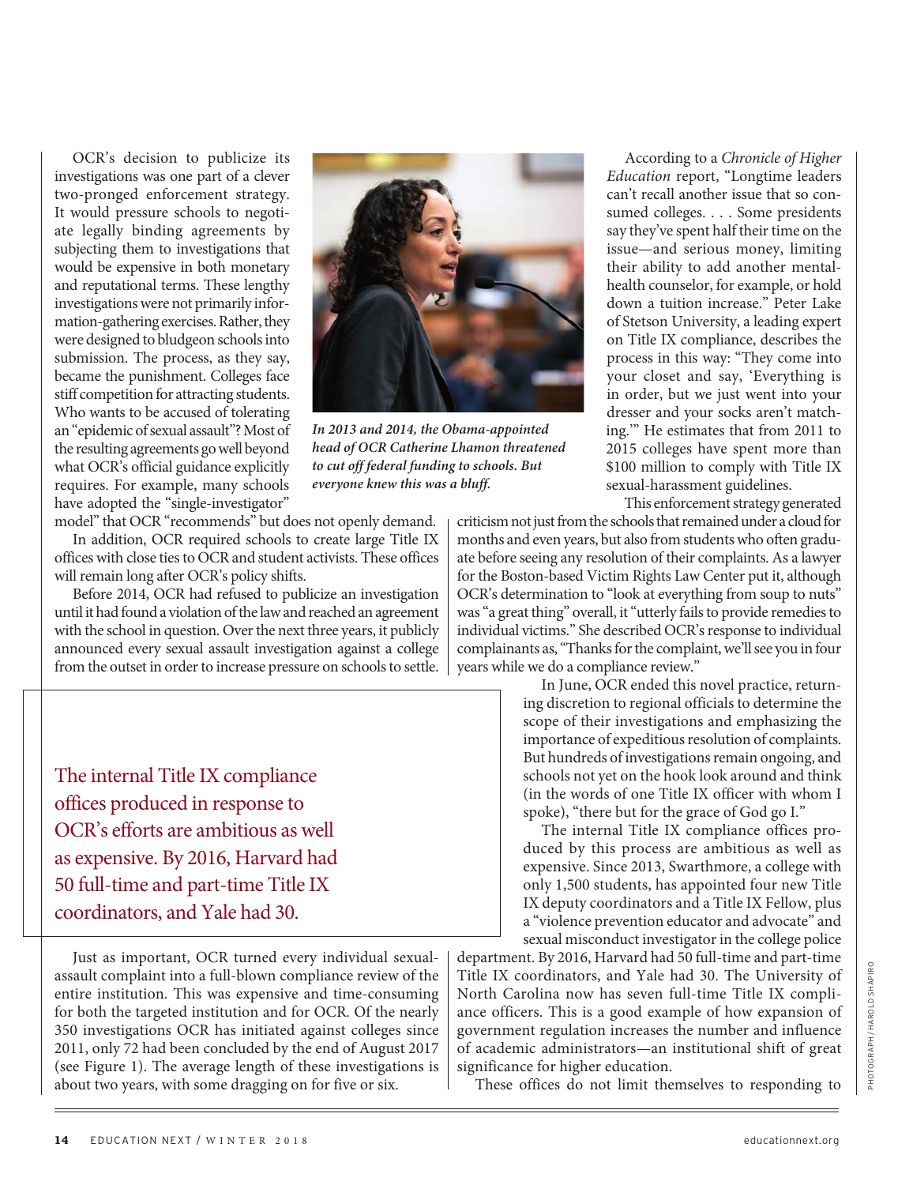OCR's decision to publicize its investigations was one part of a clever two-pronged enforcement strategy. It would pressure schools to negotiate legally binding agreements by subjecting them to investigations that would be expensive in both monetary and reputational terms. These lengthy investigations were not primarily information-gathering exercises. Rather, they were designed to bludgeon schools into submission. The process, as they say, became the punishment. Colleges face stiff competition for attracting students. Who wants to be accused of tolerating an "epidemic of sexual assault"? Most of the resulting agreements go well beyond what OCR's official guidance explicitly requires. For example, many schools have adopted the "single-investigator" model" that OCR "recommends" but does not openly demand.

*In 2013 and 2014, the Obama-appointed head of OCR Catherine Lhamon threatened to cut off federal funding to schools. But everyone knew this was a bluff.*

In addition, OCR required schools to create large Title IX offices with close ties to OCR and student activists. These offices will remain long after OCR's policy shifts.

Before 2014, OCR had refused to publicize an investigation until it had found a violation of the law and reached an agreement with the school in question. Over the next three years, it publicly announced every sexual assault investigation against a college from the outset in order to increase pressure on schools to settle.

According to a *Chronicle of Higher Education* report, "Longtime leaders can't recall another issue that so consumed colleges. . . . Some presidents say they've spent half their time on the issue—and serious money, limiting their ability to add another mental-health counselor, for example, or hold down a tuition increase." Peter Lake of Stetson University, a leading expert on Title IX compliance, describes the process in this way: "They come into your closet and say, 'Everything is in order, but we just went into your dresser and your socks aren't matching.'" He estimates that from 2011 to 2015 colleges have spent more than $100 million to comply with Title IX sexual-harassment guidelines.

This enforcement strategy generated criticism not just from the schools that remained under a cloud for months and even years, but also from students who often graduate before seeing any resolution of their complaints. As a lawyer for the Boston-based Victim Rights Law Center put it, although OCR's determination to "look at everything from soup to nuts" was "a great thing" overall, it "utterly fails to provide remedies to individual victims." She described OCR's response to individual complainants as, "Thanks for the complaint, we'll see you in four years while we do a compliance review."

In June, OCR ended this novel practice, returning discretion to regional officials to determine the scope of their investigations and emphasizing the importance of expeditious resolution of complaints. But hundreds of investigations remain ongoing, and schools not yet on the hook look around and think (in the words of one Title IX officer with whom I spoke), "there but for the grace of God go I."

> The internal Title IX compliance offices produced in response to OCR's efforts are ambitious as well as expensive. By 2016, Harvard had 50 full-time and part-time Title IX coordinators, and Yale had 30.

The internal Title IX compliance offices produced by this process are ambitious as well as expensive. Since 2013, Swarthmore, a college with only 1,500 students, has appointed four new Title IX deputy coordinators and a Title IX Fellow, plus a "violence prevention educator and advocate" and sexual misconduct investigator in the college police department. By 2016, Harvard had 50 full-time and part-time Title IX coordinators, and Yale had 30. The University of North Carolina now has seven full-time Title IX compliance officers. This is a good example of how expansion of government regulation increases the number and influence of academic administrators—an institutional shift of great significance for higher education.

Just as important, OCR turned every individual sexual-assault complaint into a full-blown compliance review of the entire institution. This was expensive and time-consuming for both the targeted institution and for OCR. Of the nearly 350 investigations OCR has initiated against colleges since 2011, only 72 had been concluded by the end of August 2017 (see Figure 1). The average length of these investigations is about two years, with some dragging on for five or six.

These offices do not limit themselves to responding to

PHOTOGRAPH / HAROLD SHAPIRO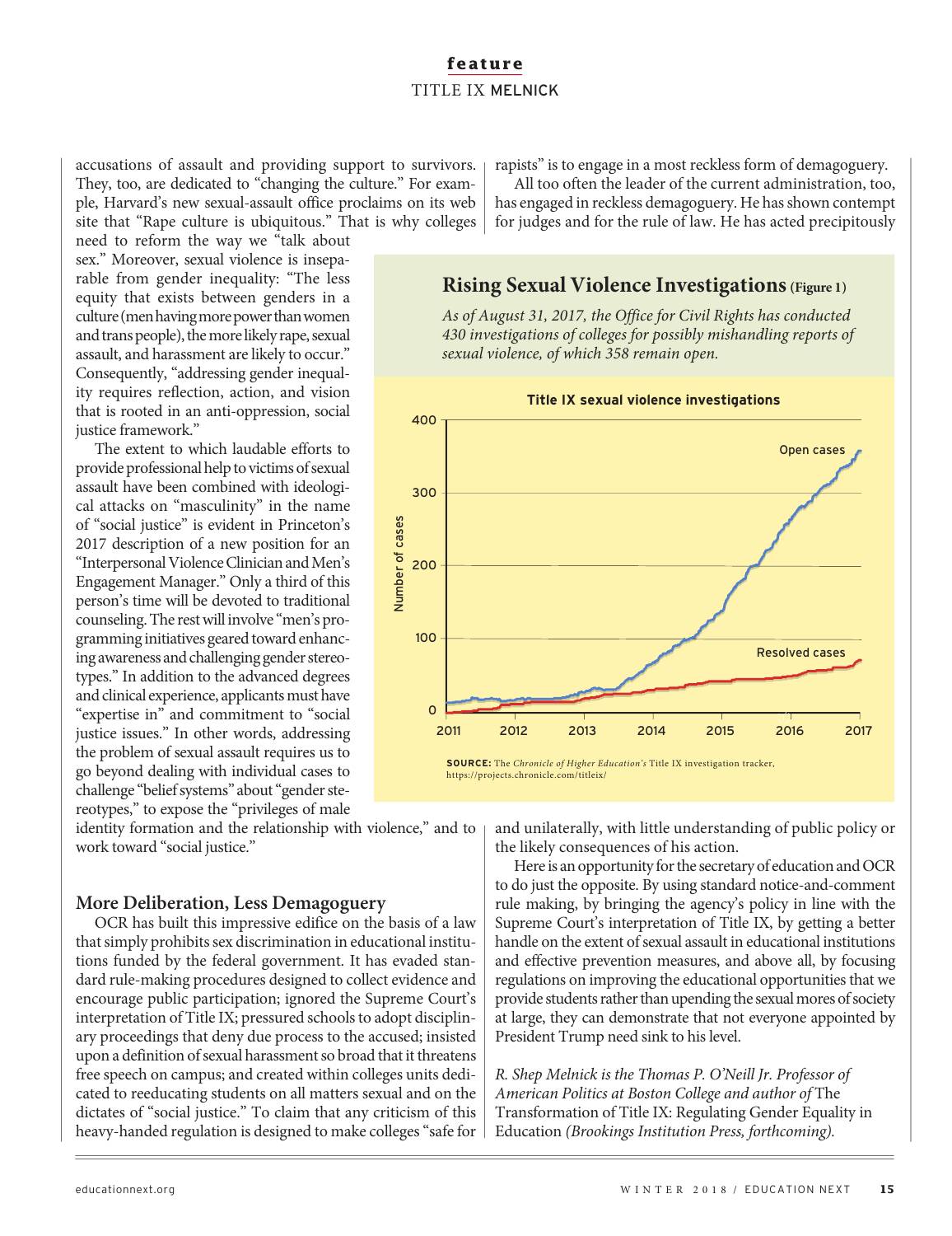accusations of assault and providing support to survivors. They, too, are dedicated to "changing the culture." For example, Harvard's new sexual-assault office proclaims on its web site that "Rape culture is ubiquitous." That is why colleges need to reform the way we "talk about sex." Moreover, sexual violence is inseparable from gender inequality: "The less equity that exists between genders in a culture (men having more power than women and trans people), the more likely rape, sexual assault, and harassment are likely to occur." Consequently, "addressing gender inequality requires reflection, action, and vision that is rooted in an anti-oppression, social justice framework."

The extent to which laudable efforts to provide professional help to victims of sexual assault have been combined with ideological attacks on "masculinity" in the name of "social justice" is evident in Princeton's 2017 description of a new position for an "Interpersonal Violence Clinician and Men's Engagement Manager." Only a third of this person's time will be devoted to traditional counseling. The rest will involve "men's programming initiatives geared toward enhancing awareness and challenging gender stereotypes." In addition to the advanced degrees and clinical experience, applicants must have "expertise in" and commitment to "social justice issues." In other words, addressing the problem of sexual assault requires us to go beyond dealing with individual cases to challenge "belief systems" about "gender stereotypes," to expose the "privileges of male identity formation and the relationship with violence," and to work toward "social justice."

## More Deliberation, Less Demagoguery

OCR has built this impressive edifice on the basis of a law that simply prohibits sex discrimination in educational institutions funded by the federal government. It has evaded standard rule-making procedures designed to collect evidence and encourage public participation; ignored the Supreme Court's interpretation of Title IX; pressured schools to adopt disciplinary proceedings that deny due process to the accused; insisted upon a definition of sexual harassment so broad that it threatens free speech on campus; and created within colleges units dedicated to reeducating students on all matters sexual and on the dictates of "social justice." To claim that any criticism of this heavy-handed regulation is designed to make colleges "safe for rapists" is to engage in a most reckless form of demagoguery.

All too often the leader of the current administration, too, has engaged in reckless demagoguery. He has shown contempt for judges and for the rule of law. He has acted precipitously and unilaterally, with little understanding of public policy or the likely consequences of his action.

Here is an opportunity for the secretary of education and OCR to do just the opposite. By using standard notice-and-comment rule making, by bringing the agency's policy in line with the Supreme Court's interpretation of Title IX, by getting a better handle on the extent of sexual assault in educational institutions and effective prevention measures, and above all, by focusing regulations on improving the educational opportunities that we provide students rather than upending the sexual mores of society at large, they can demonstrate that not everyone appointed by President Trump need sink to his level.

*R. Shep Melnick is the Thomas P. O'Neill Jr. Professor of American Politics at Boston College and author of* The Transformation of Title IX: Regulating Gender Equality in Education *(Brookings Institution Press, forthcoming).*

### Rising Sexual Violence Investigations (Figure 1)

*As of August 31, 2017, the Office for Civil Rights has conducted 430 investigations of colleges for possibly mishandling reports of sexual violence, of which 358 remain open.*

Title IX sexual violence investigations

Number of cases

400
300
200
100
0

2011 2012 2013 2014 2015 2016 2017

Open cases

Resolved cases

**SOURCE:** The *Chronicle of Higher Education's* Title IX investigation tracker, https://projects.chronicle.com/titleix/